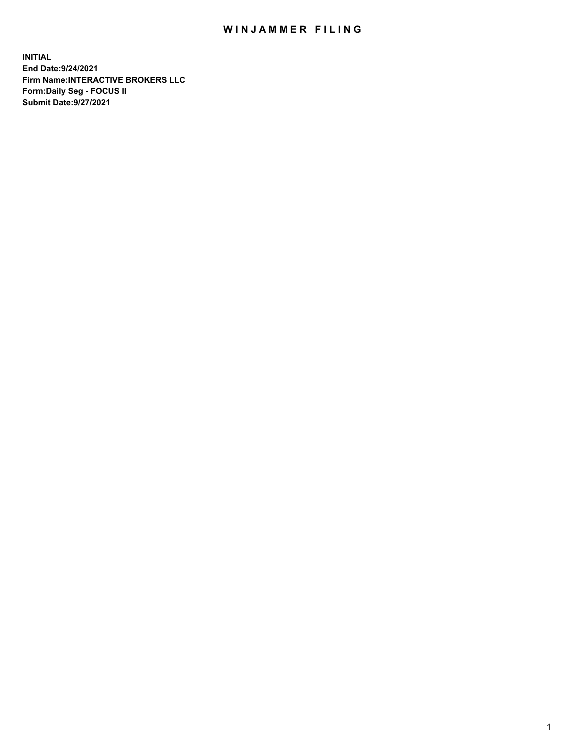# WINJAMMER FILING

**INITIAL**
**End Date:9/24/2021**
**Firm Name:INTERACTIVE BROKERS LLC**
**Form:Daily Seg - FOCUS II**
**Submit Date:9/27/2021**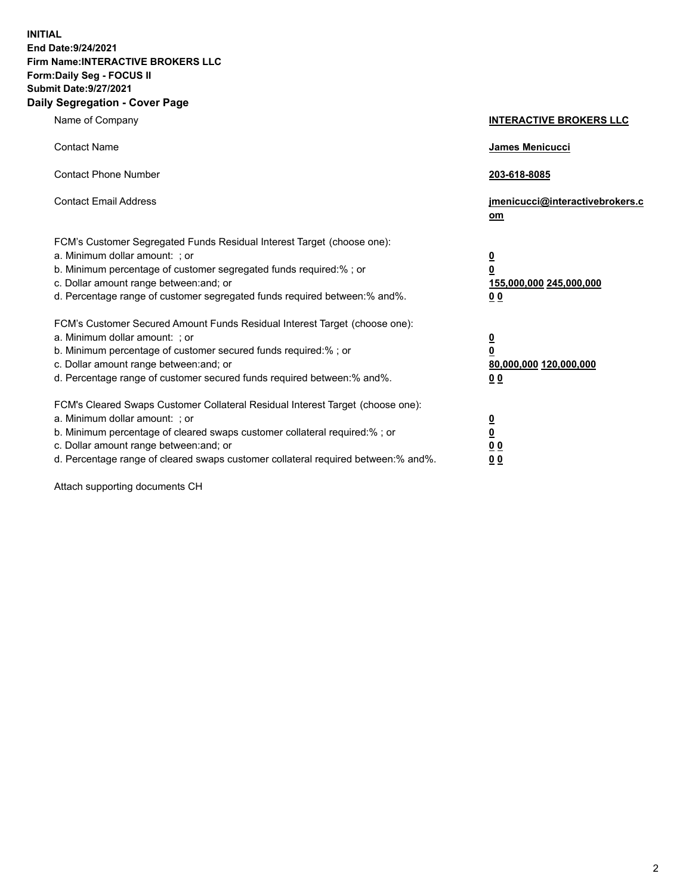**INITIAL**
**End Date:9/24/2021**
**Firm Name:INTERACTIVE BROKERS LLC**
**Form:Daily Seg - FOCUS II**
**Submit Date:9/27/2021**

## Daily Segregation - Cover Page

| | |
|---|---|
| Name of Company | **INTERACTIVE BROKERS LLC** |
| Contact Name | **James Menicucci** |
| Contact Phone Number | **203-618-8085** |
| Contact Email Address | **jmenicucci@interactivebrokers.com** |

FCM's Customer Segregated Funds Residual Interest Target (choose one):

| | |
|---|---|
| a. Minimum dollar amount: ; or | **0** |
| b. Minimum percentage of customer segregated funds required:% ; or | **0** |
| c. Dollar amount range between:and; or | **155,000,000 245,000,000** |
| d. Percentage range of customer segregated funds required between:% and%. | **0 0** |

FCM's Customer Secured Amount Funds Residual Interest Target (choose one):

| | |
|---|---|
| a. Minimum dollar amount: ; or | **0** |
| b. Minimum percentage of customer secured funds required:% ; or | **0** |
| c. Dollar amount range between:and; or | **80,000,000 120,000,000** |
| d. Percentage range of customer secured funds required between:% and%. | **0 0** |

FCM's Cleared Swaps Customer Collateral Residual Interest Target (choose one):

| | |
|---|---|
| a. Minimum dollar amount: ; or | **0** |
| b. Minimum percentage of cleared swaps customer collateral required:% ; or | **0** |
| c. Dollar amount range between:and; or | **0 0** |
| d. Percentage range of cleared swaps customer collateral required between:% and%. | **0 0** |

Attach supporting documents CH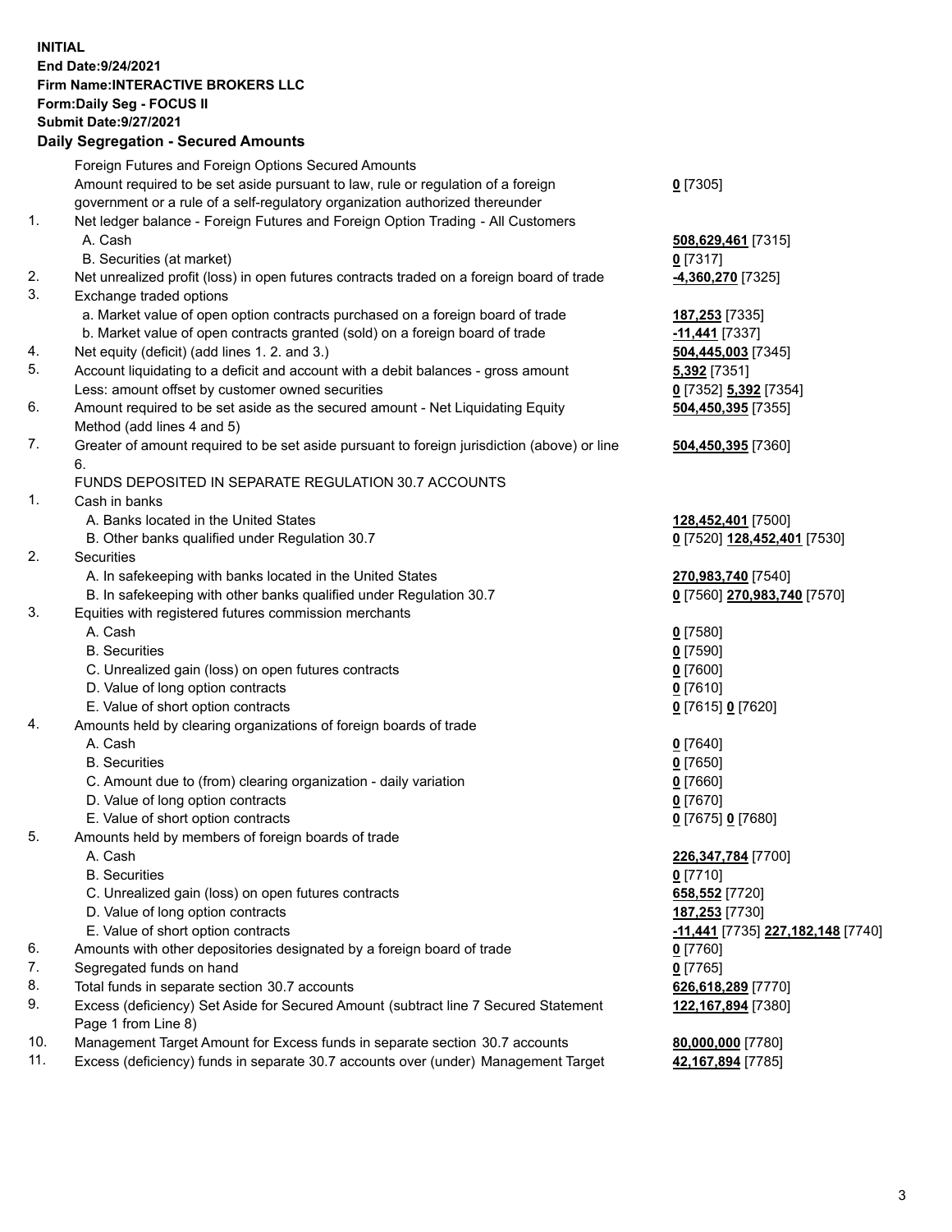**INITIAL**
**End Date:9/24/2021**
**Firm Name:INTERACTIVE BROKERS LLC**
**Form:Daily Seg - FOCUS II**
**Submit Date:9/27/2021**

## Daily Segregation - Secured Amounts

| | | |
|---|---|---|
| | Foreign Futures and Foreign Options Secured Amounts | |
| | Amount required to be set aside pursuant to law, rule or regulation of a foreign government or a rule of a self-regulatory organization authorized thereunder | **0** [7305] |
| 1. | Net ledger balance - Foreign Futures and Foreign Option Trading - All Customers | |
| | A. Cash | **508,629,461** [7315] |
| | B. Securities (at market) | **0** [7317] |
| 2. | Net unrealized profit (loss) in open futures contracts traded on a foreign board of trade | **-4,360,270** [7325] |
| 3. | Exchange traded options | |
| | a. Market value of open option contracts purchased on a foreign board of trade | **187,253** [7335] |
| | b. Market value of open contracts granted (sold) on a foreign board of trade | **-11,441** [7337] |
| 4. | Net equity (deficit) (add lines 1. 2. and 3.) | **504,445,003** [7345] |
| 5. | Account liquidating to a deficit and account with a debit balances - gross amount | **5,392** [7351] |
| | Less: amount offset by customer owned securities | **0** [7352] **5,392** [7354] |
| 6. | Amount required to be set aside as the secured amount - Net Liquidating Equity Method (add lines 4 and 5) | **504,450,395** [7355] |
| 7. | Greater of amount required to be set aside pursuant to foreign jurisdiction (above) or line 6. | **504,450,395** [7360] |
| | FUNDS DEPOSITED IN SEPARATE REGULATION 30.7 ACCOUNTS | |
| 1. | Cash in banks | |
| | A. Banks located in the United States | **128,452,401** [7500] |
| | B. Other banks qualified under Regulation 30.7 | **0** [7520] **128,452,401** [7530] |
| 2. | Securities | |
| | A. In safekeeping with banks located in the United States | **270,983,740** [7540] |
| | B. In safekeeping with other banks qualified under Regulation 30.7 | **0** [7560] **270,983,740** [7570] |
| 3. | Equities with registered futures commission merchants | |
| | A. Cash | **0** [7580] |
| | B. Securities | **0** [7590] |
| | C. Unrealized gain (loss) on open futures contracts | **0** [7600] |
| | D. Value of long option contracts | **0** [7610] |
| | E. Value of short option contracts | **0** [7615] **0** [7620] |
| 4. | Amounts held by clearing organizations of foreign boards of trade | |
| | A. Cash | **0** [7640] |
| | B. Securities | **0** [7650] |
| | C. Amount due to (from) clearing organization - daily variation | **0** [7660] |
| | D. Value of long option contracts | **0** [7670] |
| | E. Value of short option contracts | **0** [7675] **0** [7680] |
| 5. | Amounts held by members of foreign boards of trade | |
| | A. Cash | **226,347,784** [7700] |
| | B. Securities | **0** [7710] |
| | C. Unrealized gain (loss) on open futures contracts | **658,552** [7720] |
| | D. Value of long option contracts | **187,253** [7730] |
| | E. Value of short option contracts | **-11,441** [7735] **227,182,148** [7740] |
| 6. | Amounts with other depositories designated by a foreign board of trade | **0** [7760] |
| 7. | Segregated funds on hand | **0** [7765] |
| 8. | Total funds in separate section 30.7 accounts | **626,618,289** [7770] |
| 9. | Excess (deficiency) Set Aside for Secured Amount (subtract line 7 Secured Statement Page 1 from Line 8) | **122,167,894** [7380] |
| 10. | Management Target Amount for Excess funds in separate section 30.7 accounts | **80,000,000** [7780] |
| 11. | Excess (deficiency) funds in separate 30.7 accounts over (under) Management Target | **42,167,894** [7785] |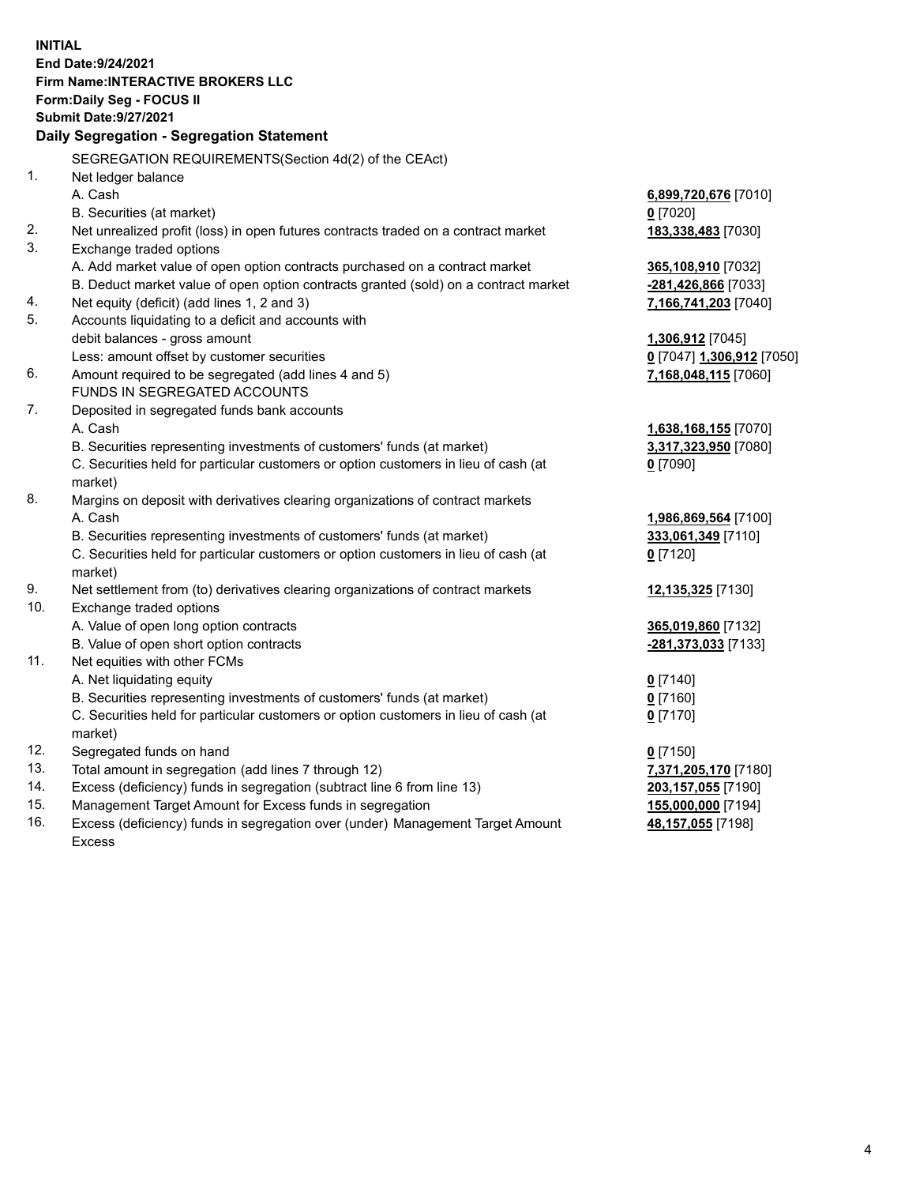**INITIAL**
**End Date:9/24/2021**
**Firm Name:INTERACTIVE BROKERS LLC**
**Form:Daily Seg - FOCUS II**
**Submit Date:9/27/2021**

**Daily Segregation - Segregation Statement**

SEGREGATION REQUIREMENTS(Section 4d(2) of the CEAct)

| | | |
|---|---|---|
| 1. | Net ledger balance | |
| | A. Cash | **6,899,720,676** [7010] |
| | B. Securities (at market) | **0** [7020] |
| 2. | Net unrealized profit (loss) in open futures contracts traded on a contract market | **183,338,483** [7030] |
| 3. | Exchange traded options | |
| | A. Add market value of open option contracts purchased on a contract market | **365,108,910** [7032] |
| | B. Deduct market value of open option contracts granted (sold) on a contract market | **-281,426,866** [7033] |
| 4. | Net equity (deficit) (add lines 1, 2 and 3) | **7,166,741,203** [7040] |
| 5. | Accounts liquidating to a deficit and accounts with debit balances - gross amount | **1,306,912** [7045] |
| | Less: amount offset by customer securities | **0** [7047] **1,306,912** [7050] |
| 6. | Amount required to be segregated (add lines 4 and 5) | **7,168,048,115** [7060] |
| | FUNDS IN SEGREGATED ACCOUNTS | |
| 7. | Deposited in segregated funds bank accounts | |
| | A. Cash | **1,638,168,155** [7070] |
| | B. Securities representing investments of customers' funds (at market) | **3,317,323,950** [7080] |
| | C. Securities held for particular customers or option customers in lieu of cash (at market) | **0** [7090] |
| 8. | Margins on deposit with derivatives clearing organizations of contract markets | |
| | A. Cash | **1,986,869,564** [7100] |
| | B. Securities representing investments of customers' funds (at market) | **333,061,349** [7110] |
| | C. Securities held for particular customers or option customers in lieu of cash (at market) | **0** [7120] |
| 9. | Net settlement from (to) derivatives clearing organizations of contract markets | **12,135,325** [7130] |
| 10. | Exchange traded options | |
| | A. Value of open long option contracts | **365,019,860** [7132] |
| | B. Value of open short option contracts | **-281,373,033** [7133] |
| 11. | Net equities with other FCMs | |
| | A. Net liquidating equity | **0** [7140] |
| | B. Securities representing investments of customers' funds (at market) | **0** [7160] |
| | C. Securities held for particular customers or option customers in lieu of cash (at market) | **0** [7170] |
| 12. | Segregated funds on hand | **0** [7150] |
| 13. | Total amount in segregation (add lines 7 through 12) | **7,371,205,170** [7180] |
| 14. | Excess (deficiency) funds in segregation (subtract line 6 from line 13) | **203,157,055** [7190] |
| 15. | Management Target Amount for Excess funds in segregation | **155,000,000** [7194] |
| 16. | Excess (deficiency) funds in segregation over (under) Management Target Amount Excess | **48,157,055** [7198] |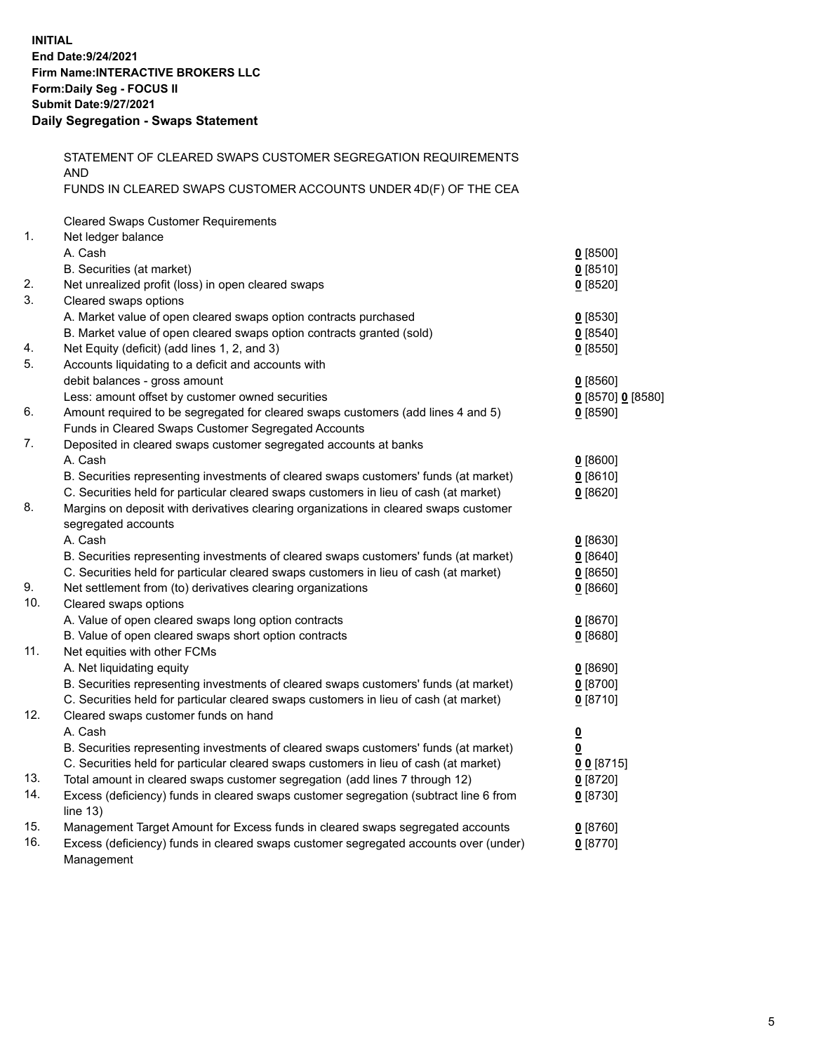**INITIAL**
**End Date:9/24/2021**
**Firm Name:INTERACTIVE BROKERS LLC**
**Form:Daily Seg - FOCUS II**
**Submit Date:9/27/2021**
**Daily Segregation - Swaps Statement**

STATEMENT OF CLEARED SWAPS CUSTOMER SEGREGATION REQUIREMENTS AND FUNDS IN CLEARED SWAPS CUSTOMER ACCOUNTS UNDER 4D(F) OF THE CEA

| | | |
|---|---|---|
| | Cleared Swaps Customer Requirements | |
| 1. | Net ledger balance | |
| | A. Cash | 0 [8500] |
| | B. Securities (at market) | 0 [8510] |
| 2. | Net unrealized profit (loss) in open cleared swaps | 0 [8520] |
| 3. | Cleared swaps options | |
| | A. Market value of open cleared swaps option contracts purchased | 0 [8530] |
| | B. Market value of open cleared swaps option contracts granted (sold) | 0 [8540] |
| 4. | Net Equity (deficit) (add lines 1, 2, and 3) | 0 [8550] |
| 5. | Accounts liquidating to a deficit and accounts with debit balances - gross amount | 0 [8560] |
| | Less: amount offset by customer owned securities | 0 [8570] 0 [8580] |
| 6. | Amount required to be segregated for cleared swaps customers (add lines 4 and 5) | 0 [8590] |
| | Funds in Cleared Swaps Customer Segregated Accounts | |
| 7. | Deposited in cleared swaps customer segregated accounts at banks | |
| | A. Cash | 0 [8600] |
| | B. Securities representing investments of cleared swaps customers' funds (at market) | 0 [8610] |
| | C. Securities held for particular cleared swaps customers in lieu of cash (at market) | 0 [8620] |
| 8. | Margins on deposit with derivatives clearing organizations in cleared swaps customer segregated accounts | |
| | A. Cash | 0 [8630] |
| | B. Securities representing investments of cleared swaps customers' funds (at market) | 0 [8640] |
| | C. Securities held for particular cleared swaps customers in lieu of cash (at market) | 0 [8650] |
| 9. | Net settlement from (to) derivatives clearing organizations | 0 [8660] |
| 10. | Cleared swaps options | |
| | A. Value of open cleared swaps long option contracts | 0 [8670] |
| | B. Value of open cleared swaps short option contracts | 0 [8680] |
| 11. | Net equities with other FCMs | |
| | A. Net liquidating equity | 0 [8690] |
| | B. Securities representing investments of cleared swaps customers' funds (at market) | 0 [8700] |
| | C. Securities held for particular cleared swaps customers in lieu of cash (at market) | 0 [8710] |
| 12. | Cleared swaps customer funds on hand | |
| | A. Cash | 0 |
| | B. Securities representing investments of cleared swaps customers' funds (at market) | 0 |
| | C. Securities held for particular cleared swaps customers in lieu of cash (at market) | 0 0 [8715] |
| 13. | Total amount in cleared swaps customer segregation (add lines 7 through 12) | 0 [8720] |
| 14. | Excess (deficiency) funds in cleared swaps customer segregation (subtract line 6 from line 13) | 0 [8730] |
| 15. | Management Target Amount for Excess funds in cleared swaps segregated accounts | 0 [8760] |
| 16. | Excess (deficiency) funds in cleared swaps customer segregated accounts over (under) Management | 0 [8770] |